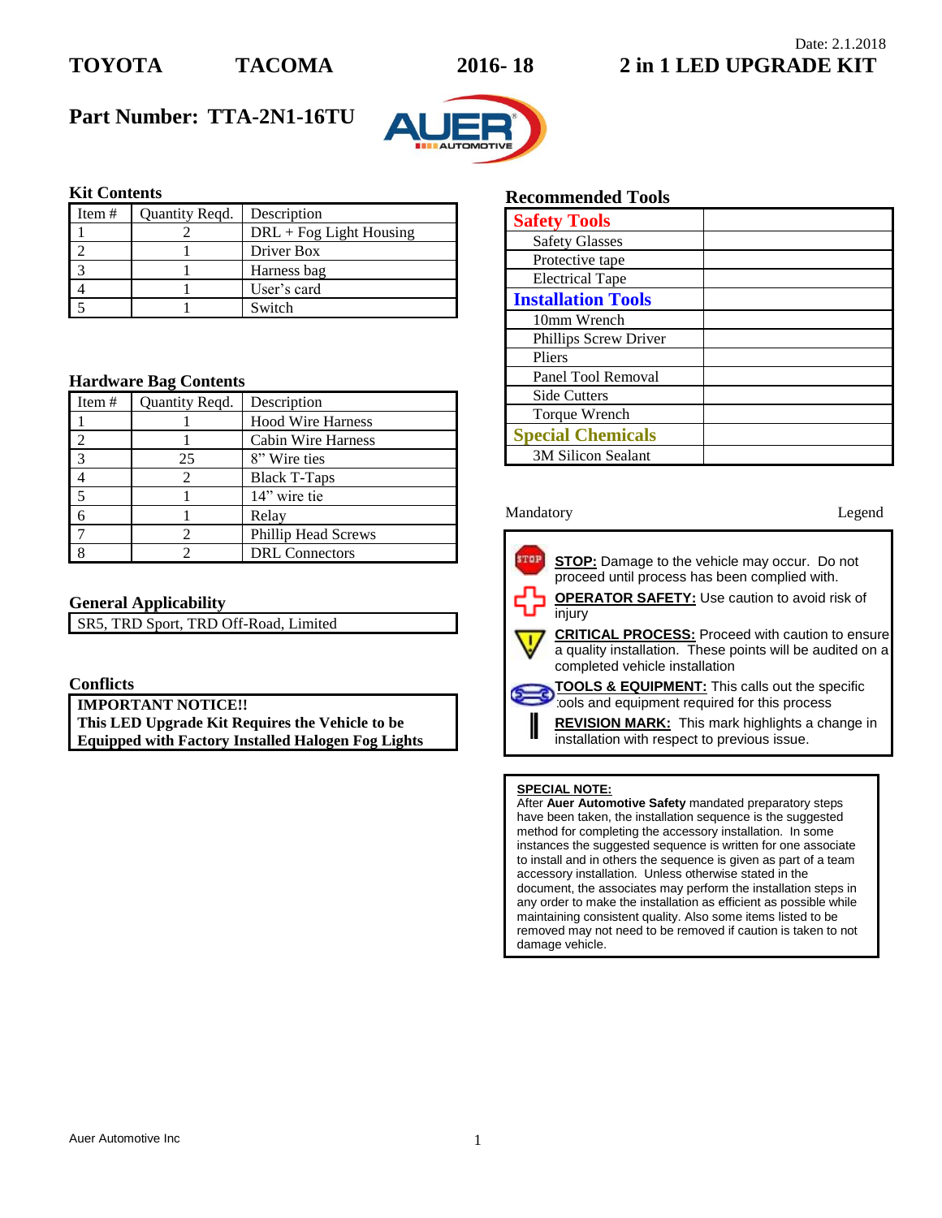Date: 2.1.2018

# TOYOTA TACOMA 2016- 18 2 in 1 LED UPGRADE KIT

## Part Number: TTA-2N1-16TU

### Kit Contents

| Item # | Quantity Reqd. | Description |
|---|---|---|
| 1 | 2 | DRL + Fog Light Housing |
| 2 | 1 | Driver Box |
| 3 | 1 | Harness bag |
| 4 | 1 | User's card |
| 5 | 1 | Switch |

### Hardware Bag Contents

| Item # | Quantity Reqd. | Description |
|---|---|---|
| 1 | 1 | Hood Wire Harness |
| 2 | 1 | Cabin Wire Harness |
| 3 | 25 | 8" Wire ties |
| 4 | 2 | Black T-Taps |
| 5 | 1 | 14" wire tie |
| 6 | 1 | Relay |
| 7 | 2 | Phillip Head Screws |
| 8 | 2 | DRL Connectors |

### General Applicability

SR5, TRD Sport, TRD Off-Road, Limited

### Conflicts

**IMPORTANT NOTICE!!**
**This LED Upgrade Kit Requires the Vehicle to be Equipped with Factory Installed Halogen Fog Lights**

### Recommended Tools

| Safety Tools | |
|---|---|
| Safety Glasses | |
| Protective tape | |
| Electrical Tape | |
| **Installation Tools** | |
| 10mm Wrench | |
| Phillips Screw Driver | |
| Pliers | |
| Panel Tool Removal | |
| Side Cutters | |
| Torque Wrench | |
| **Special Chemicals** | |
| 3M Silicon Sealant | |

Mandatory Legend

- **STOP:** Damage to the vehicle may occur. Do not proceed until process has been complied with.
- **OPERATOR SAFETY:** Use caution to avoid risk of injury
- **CRITICAL PROCESS:** Proceed with caution to ensure a quality installation. These points will be audited on a completed vehicle installation
- **TOOLS & EQUIPMENT:** This calls out the specific tools and equipment required for this process
- **REVISION MARK:** This mark highlights a change in installation with respect to previous issue.

**SPECIAL NOTE:**
After **Auer Automotive Safety** mandated preparatory steps have been taken, the installation sequence is the suggested method for completing the accessory installation. In some instances the suggested sequence is written for one associate to install and in others the sequence is given as part of a team accessory installation. Unless otherwise stated in the document, the associates may perform the installation steps in any order to make the installation as efficient as possible while maintaining consistent quality. Also some items listed to be removed may not need to be removed if caution is taken to not damage vehicle.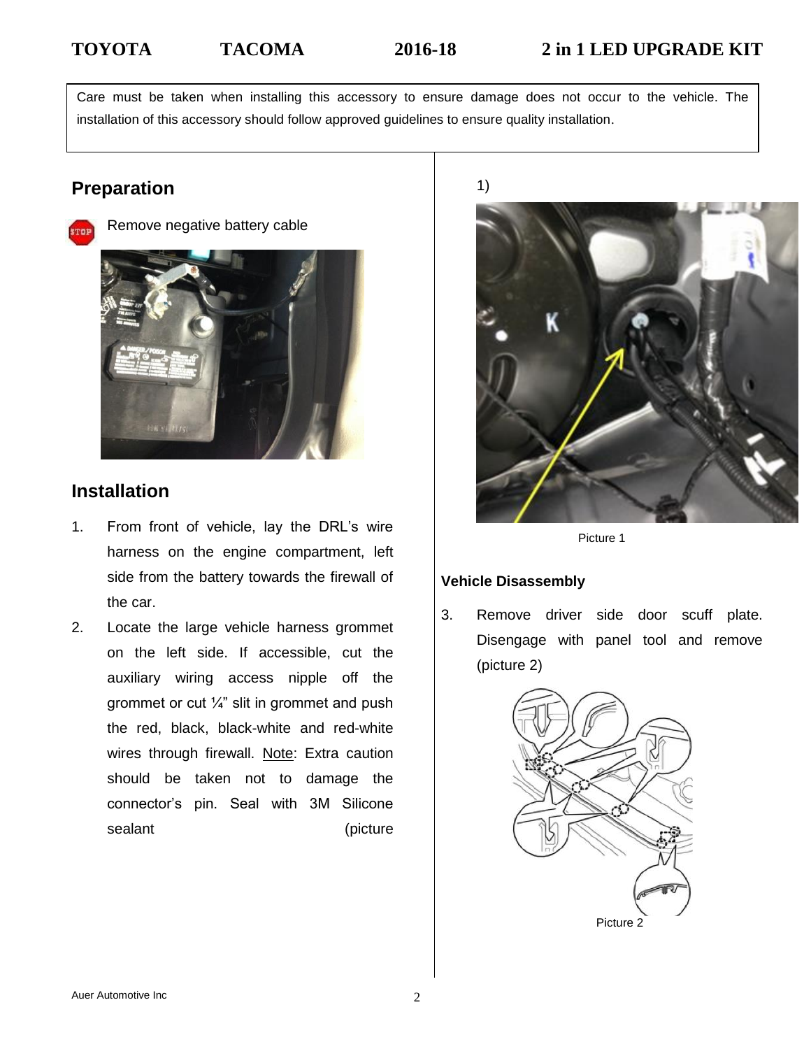Care must be taken when installing this accessory to ensure damage does not occur to the vehicle. The installation of this accessory should follow approved guidelines to ensure quality installation.

## Preparation

Remove negative battery cable

## Installation

1. From front of vehicle, lay the DRL's wire harness on the engine compartment, left side from the battery towards the firewall of the car.
2. Locate the large vehicle harness grommet on the left side. If accessible, cut the auxiliary wiring access nipple off the grommet or cut ¼" slit in grommet and push the red, black, black-white and red-white wires through firewall. Note: Extra caution should be taken not to damage the connector's pin. Seal with 3M Silicone sealant (picture

1)

Picture 1

### Vehicle Disassembly

3. Remove driver side door scuff plate. Disengage with panel tool and remove (picture 2)

Picture 2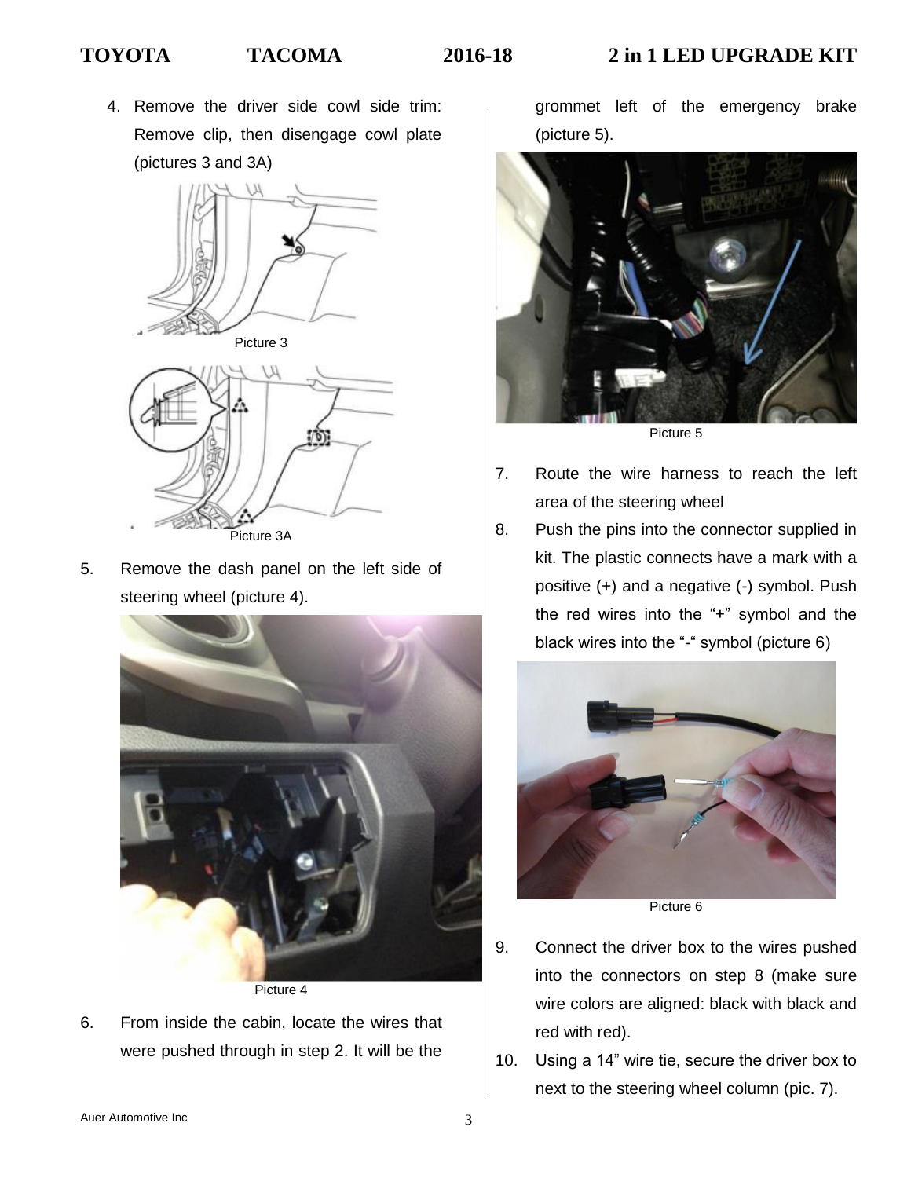4. Remove the driver side cowl side trim: Remove clip, then disengage cowl plate (pictures 3 and 3A)

Picture 3

Picture 3A

5. Remove the dash panel on the left side of steering wheel (picture 4).

Picture 4

6. From inside the cabin, locate the wires that were pushed through in step 2. It will be the grommet left of the emergency brake (picture 5).

Picture 5

7. Route the wire harness to reach the left area of the steering wheel

8. Push the pins into the connector supplied in kit. The plastic connects have a mark with a positive (+) and a negative (-) symbol. Push the red wires into the "+" symbol and the black wires into the "-" symbol (picture 6)

Picture 6

9. Connect the driver box to the wires pushed into the connectors on step 8 (make sure wire colors are aligned: black with black and red with red).

10. Using a 14" wire tie, secure the driver box to next to the steering wheel column (pic. 7).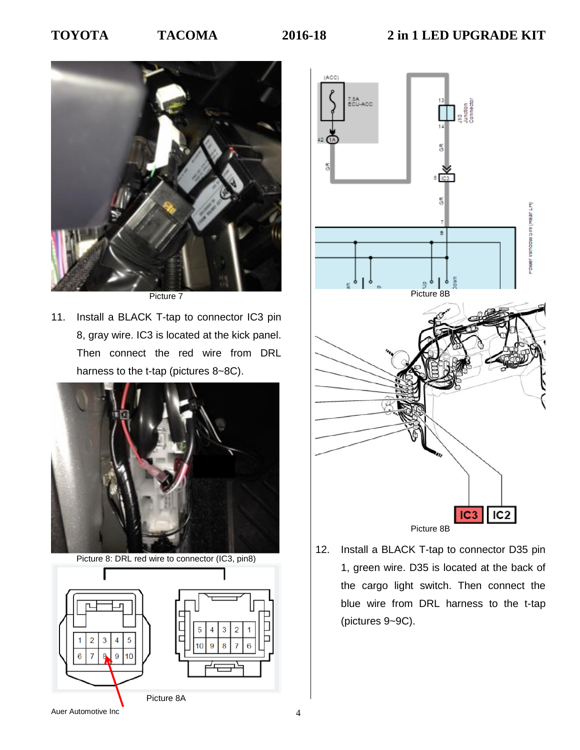Picture 7

11. Install a BLACK T-tap to connector IC3 pin 8, gray wire. IC3 is located at the kick panel. Then connect the red wire from DRL harness to the t-tap (pictures 8~8C).

Picture 8: DRL red wire to connector (IC3, pin8)

Picture 8A

Picture 8B

Picture 8B

12. Install a BLACK T-tap to connector D35 pin 1, green wire. D35 is located at the back of the cargo light switch. Then connect the blue wire from DRL harness to the t-tap (pictures 9~9C).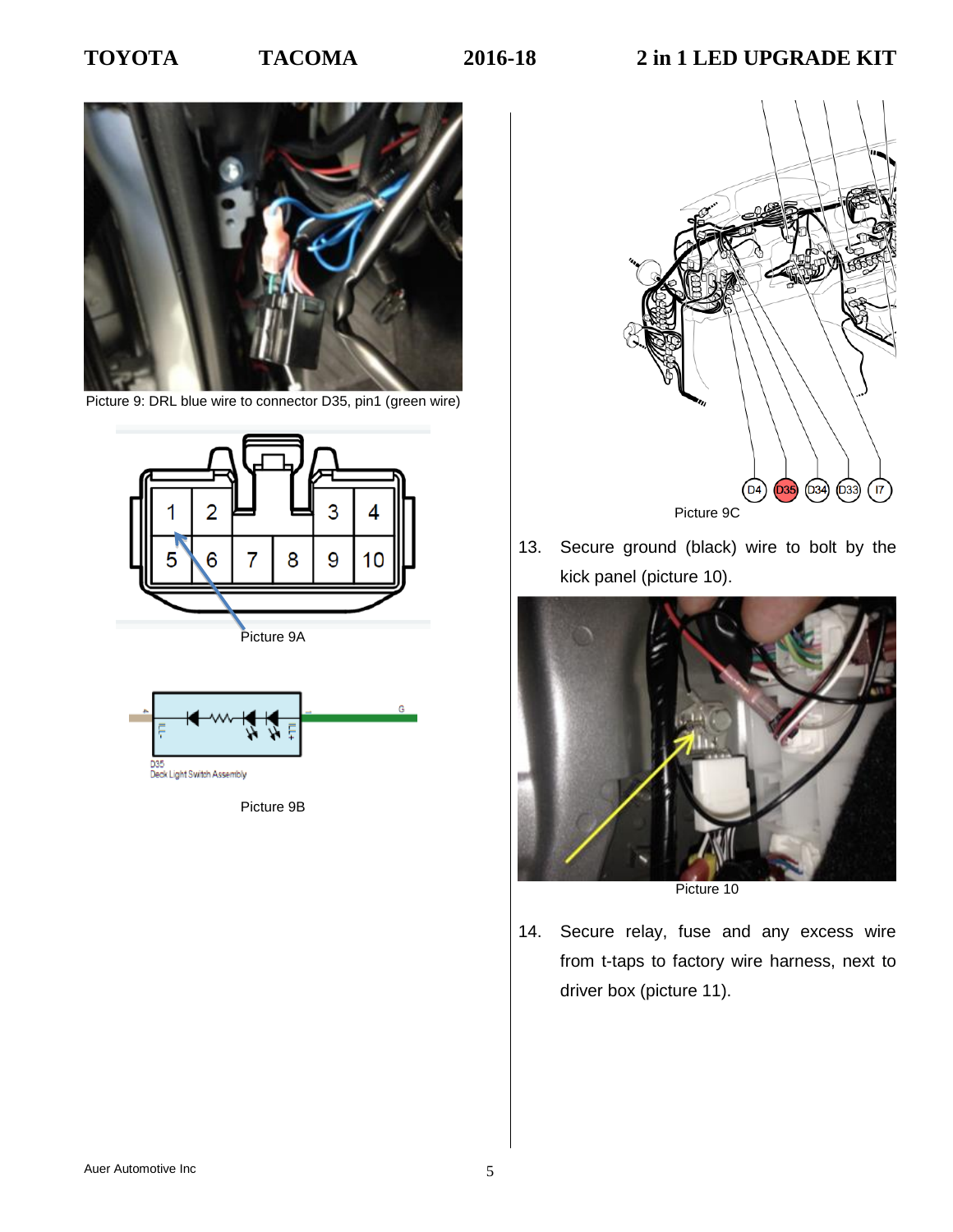Picture 9: DRL blue wire to connector D35, pin1 (green wire)

Picture 9A

Picture 9B

Picture 9C

13. Secure ground (black) wire to bolt by the kick panel (picture 10).

Picture 10

14. Secure relay, fuse and any excess wire from t-taps to factory wire harness, next to driver box (picture 11).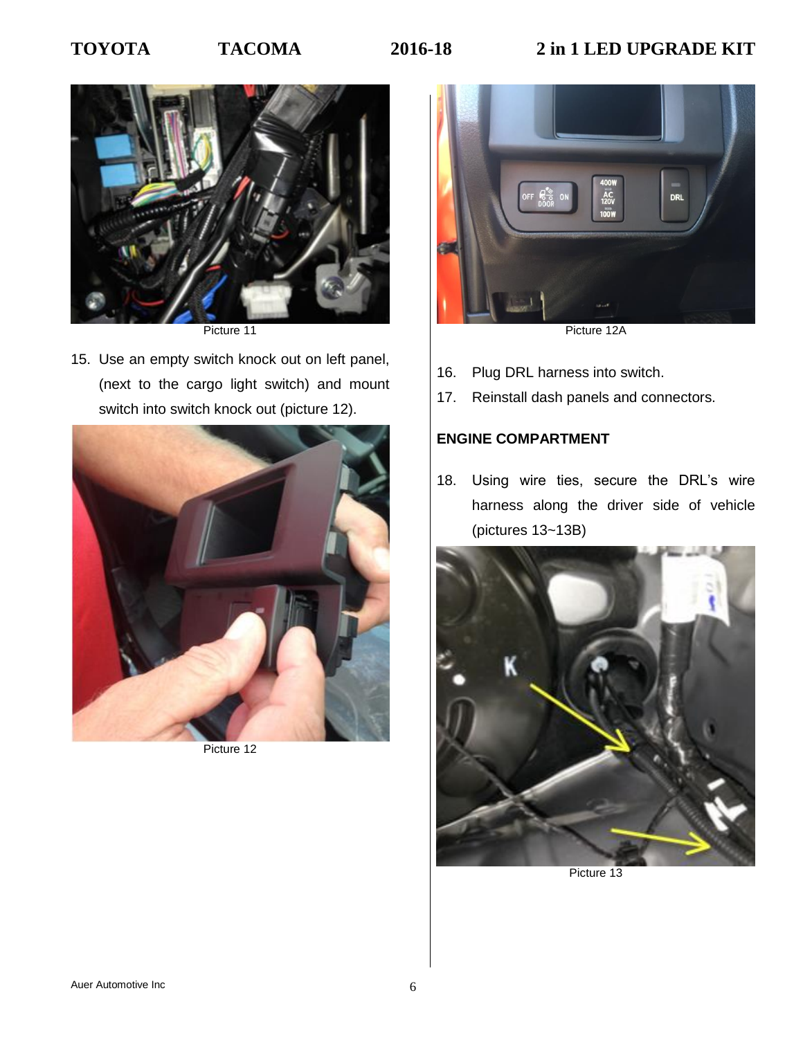Picture 11

15. Use an empty switch knock out on left panel, (next to the cargo light switch) and mount switch into switch knock out (picture 12).

Picture 12

Picture 12A

16. Plug DRL harness into switch.
17. Reinstall dash panels and connectors.

**ENGINE COMPARTMENT**

18. Using wire ties, secure the DRL's wire harness along the driver side of vehicle (pictures 13~13B)

Picture 13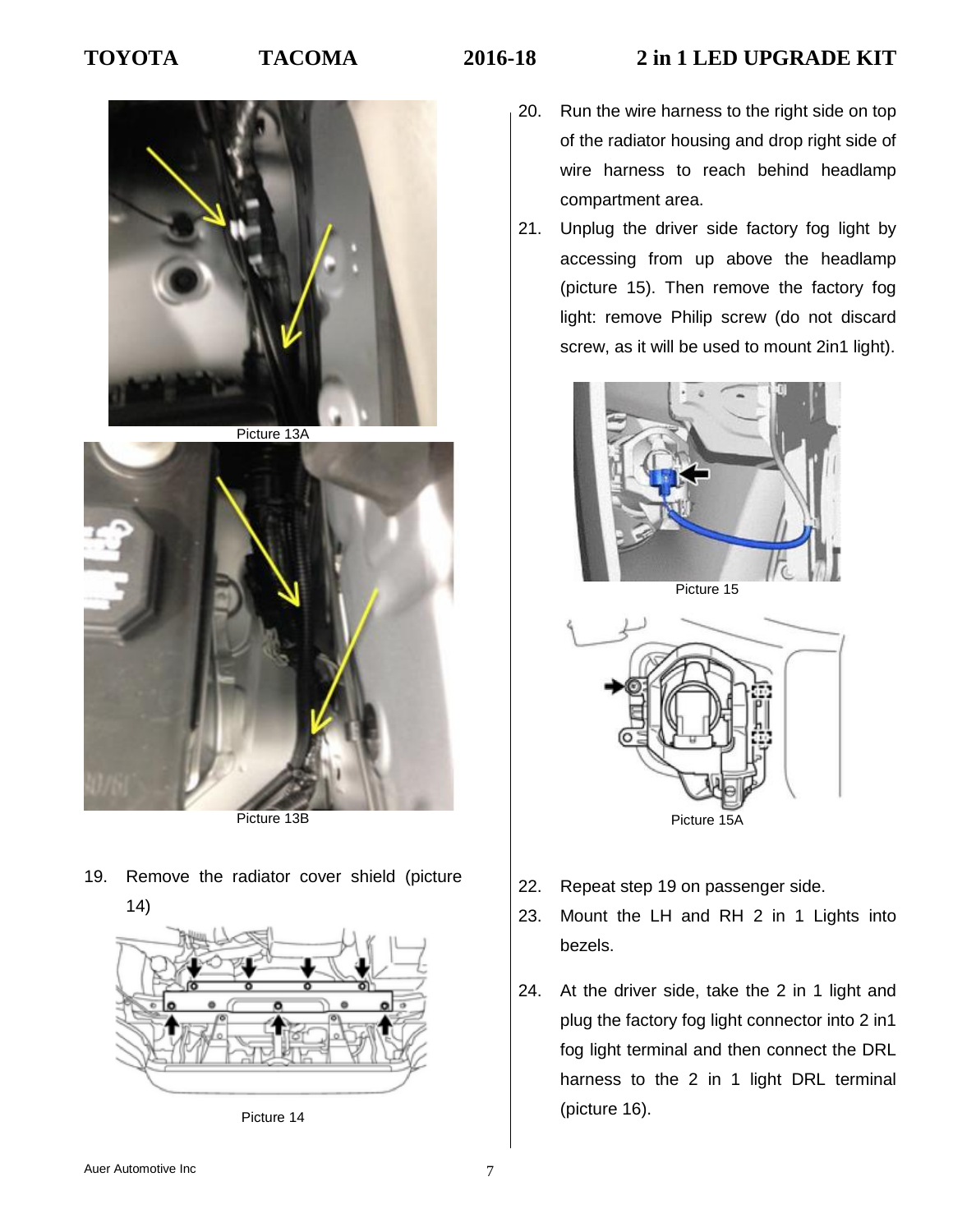Picture 13A

Picture 13B

19. Remove the radiator cover shield (picture 14)

Picture 14

20. Run the wire harness to the right side on top of the radiator housing and drop right side of wire harness to reach behind headlamp compartment area.
21. Unplug the driver side factory fog light by accessing from up above the headlamp (picture 15). Then remove the factory fog light: remove Philip screw (do not discard screw, as it will be used to mount 2in1 light).

Picture 15

Picture 15A

22. Repeat step 19 on passenger side.
23. Mount the LH and RH 2 in 1 Lights into bezels.
24. At the driver side, take the 2 in 1 light and plug the factory fog light connector into 2 in1 fog light terminal and then connect the DRL harness to the 2 in 1 light DRL terminal (picture 16).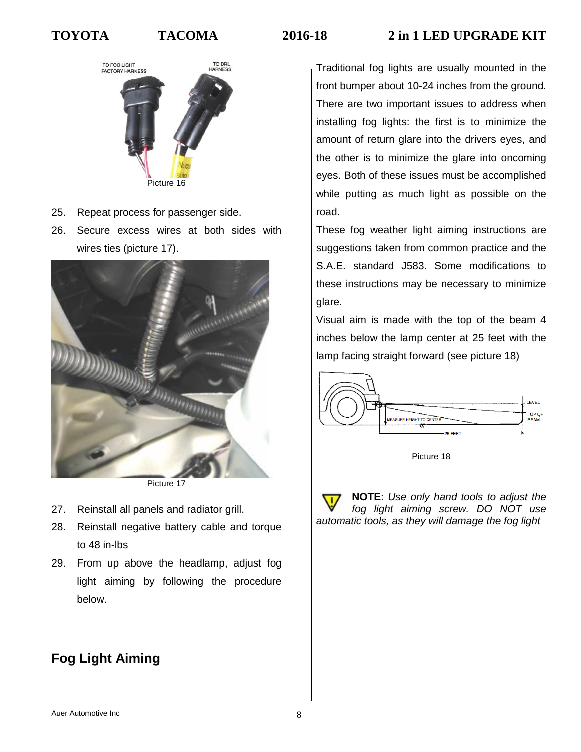Picture 16

25. Repeat process for passenger side.
26. Secure excess wires at both sides with wires ties (picture 17).

Picture 17

27. Reinstall all panels and radiator grill.
28. Reinstall negative battery cable and torque to 48 in-lbs
29. From up above the headlamp, adjust fog light aiming by following the procedure below.

## Fog Light Aiming

Traditional fog lights are usually mounted in the front bumper about 10-24 inches from the ground. There are two important issues to address when installing fog lights: the first is to minimize the amount of return glare into the drivers eyes, and the other is to minimize the glare into oncoming eyes. Both of these issues must be accomplished while putting as much light as possible on the road.

These fog weather light aiming instructions are suggestions taken from common practice and the S.A.E. standard J583. Some modifications to these instructions may be necessary to minimize glare.

Visual aim is made with the top of the beam 4 inches below the lamp center at 25 feet with the lamp facing straight forward (see picture 18)

Picture 18

**NOTE**: *Use only hand tools to adjust the fog light aiming screw. DO NOT use automatic tools, as they will damage the fog light*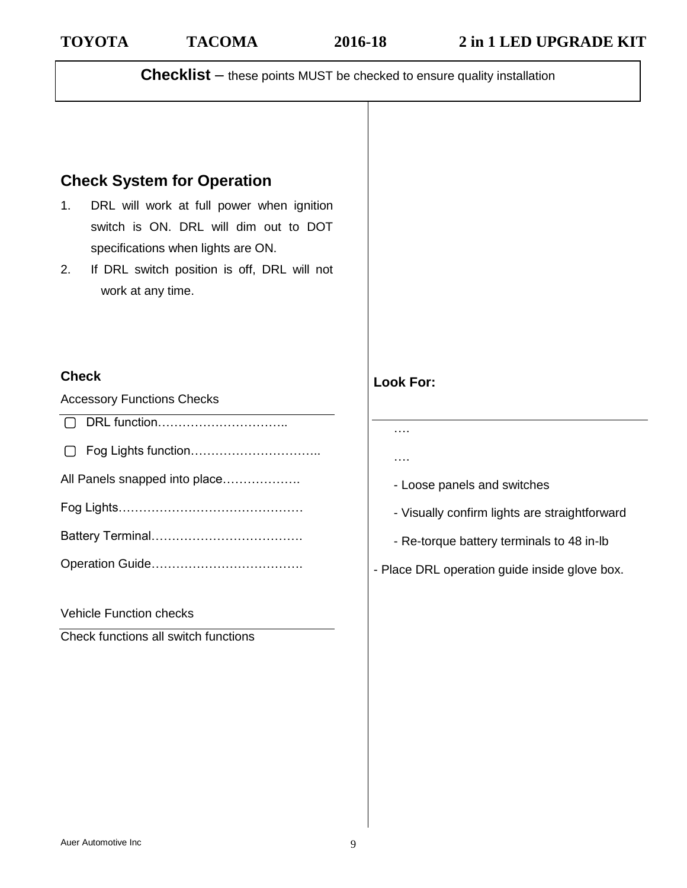**Checklist** – these points MUST be checked to ensure quality installation

## Check System for Operation

1. DRL will work at full power when ignition switch is ON. DRL will dim out to DOT specifications when lights are ON.
2. If DRL switch position is off, DRL will not work at any time.

| Check | Look For: |
|---|---|
| **Accessory Functions Checks** | |
| ▢ DRL function………………………….. | …. |
| ▢ Fog Lights function………………………….. | …. |
| All Panels snapped into place………………. | - Loose panels and switches |
| Fog Lights……………………………………… | - Visually confirm lights are straightforward |
| Battery Terminal………………………………. | - Re-torque battery terminals to 48 in-lb |
| Operation Guide………………………………. | - Place DRL operation guide inside glove box. |
| **Vehicle Function checks** | |
| Check functions all switch functions | |

Auer Automotive Inc